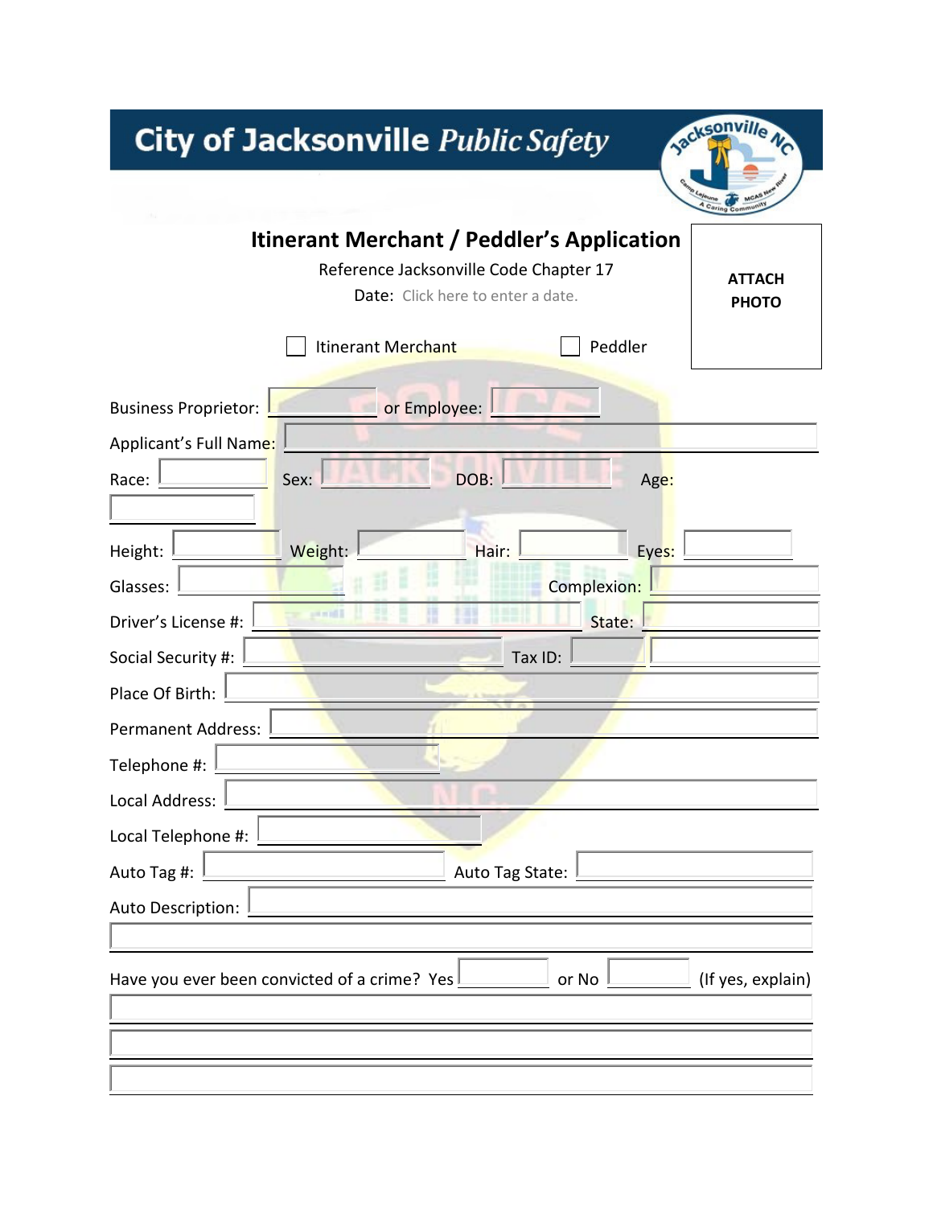# City of Jacksonville *Public Safety*

## Itinerant Merchant / Peddler's Application

Reference Jacksonville Code Chapter 17

Date: Click here to enter a date.

**ATTACH PHOTO**

☐ Itinerant Merchant ☐ Peddler

Business Proprietor: \_\_\_\_\_\_\_\_ or Employee: \_\_\_\_\_\_\_\_

Applicant's Full Name: \_\_\_\_\_\_\_\_

Race: \_\_\_\_\_\_\_\_ Sex: \_\_\_\_\_\_\_\_ DOB: \_\_\_\_\_\_\_\_ Age: \_\_\_\_\_\_\_\_

Height: \_\_\_\_\_\_\_\_ Weight: \_\_\_\_\_\_\_\_ Hair: \_\_\_\_\_\_\_\_ Eyes: \_\_\_\_\_\_\_\_

Glasses: \_\_\_\_\_\_\_\_ Complexion: \_\_\_\_\_\_\_\_

Driver's License #: \_\_\_\_\_\_\_\_ State: \_\_\_\_\_\_\_\_

Social Security #: \_\_\_\_\_\_\_\_ Tax ID: \_\_\_\_\_\_\_\_

Place Of Birth: \_\_\_\_\_\_\_\_

Permanent Address: \_\_\_\_\_\_\_\_

Telephone #: \_\_\_\_\_\_\_\_

Local Address: \_\_\_\_\_\_\_\_

Local Telephone #: \_\_\_\_\_\_\_\_

Auto Tag #: \_\_\_\_\_\_\_\_ Auto Tag State: \_\_\_\_\_\_\_\_

Auto Description: \_\_\_\_\_\_\_\_

Have you ever been convicted of a crime? Yes \_\_\_\_\_\_\_\_ or No \_\_\_\_\_\_\_\_ (If yes, explain)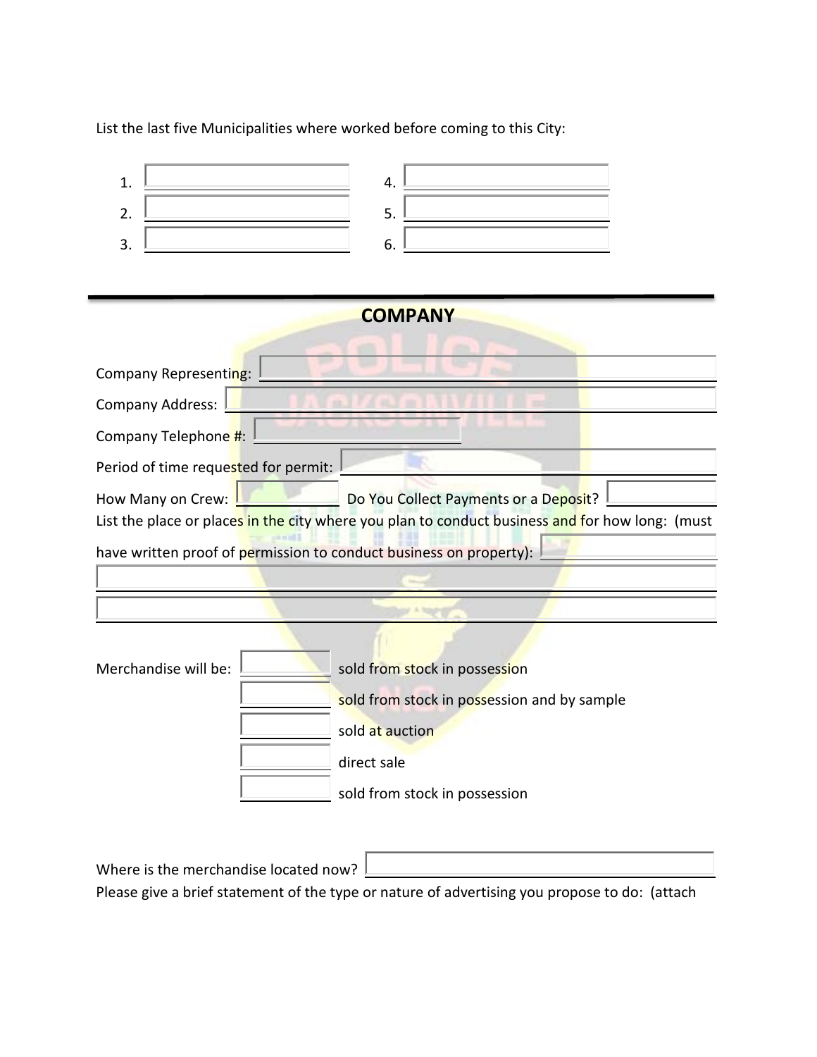List the last five Municipalities where worked before coming to this City:

1. ______________________ 4. ______________________
2. ______________________ 5. ______________________
3. ______________________ 6. ______________________

---

## COMPANY

Company Representing: ______________________

Company Address: ______________________

Company Telephone #: ______________________

Period of time requested for permit: ______________________

How Many on Crew: __________ Do You Collect Payments or a Deposit? __________

List the place or places in the city where you plan to conduct business and for how long: (must have written proof of permission to conduct business on property): ______________________

______________________

______________________

Merchandise will be:

- ______ sold from stock in possession
- ______ sold from stock in possession and by sample
- ______ sold at auction
- ______ direct sale
- ______ sold from stock in possession

Where is the merchandise located now? ______________________

Please give a brief statement of the type or nature of advertising you propose to do: (attach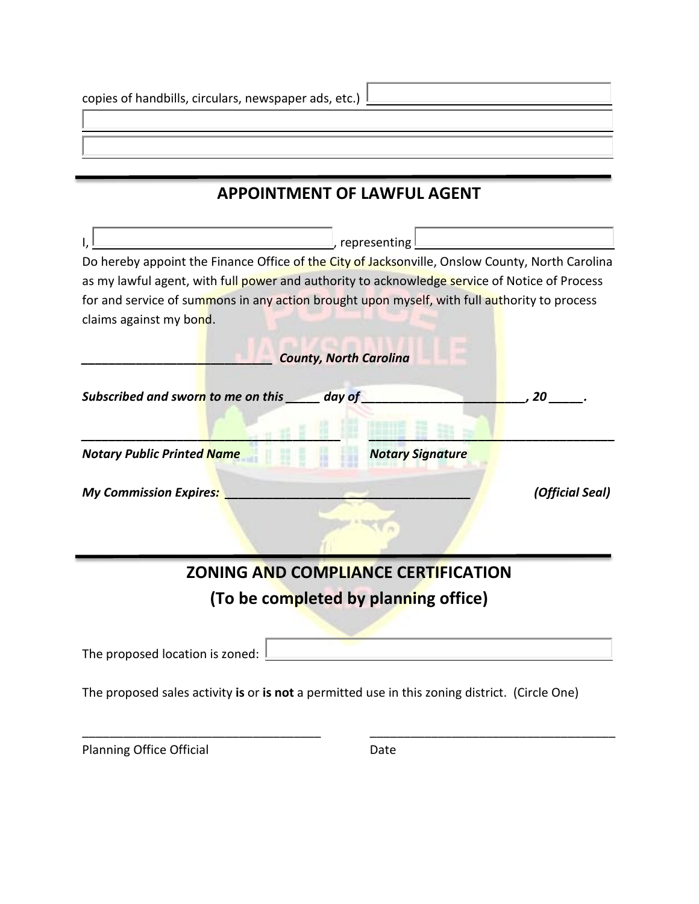copies of handbills, circulars, newspaper ads, etc.) ______________________________

______________________________________________________________________________

______________________________________________________________________________

## APPOINTMENT OF LAWFUL AGENT

I, ______________________________, representing ______________________________

Do hereby appoint the Finance Office of the City of Jacksonville, Onslow County, North Carolina as my lawful agent, with full power and authority to acknowledge service of Notice of Process for and service of summons in any action brought upon myself, with full authority to process claims against my bond.

***___________________________ County, North Carolina***

***Subscribed and sworn to me on this _____ day of ________________________, 20 _____.***

***___________________________________ ___________________________________***

***Notary Public Printed Name*** ***Notary Signature***

***My Commission Expires: ___________________________________*** ***(Official Seal)***

## ZONING AND COMPLIANCE CERTIFICATION
## (To be completed by planning office)

The proposed location is zoned: ______________________________

The proposed sales activity **is** or **is not** a permitted use in this zoning district. (Circle One)

___________________________________ ___________________________________

Planning Office Official Date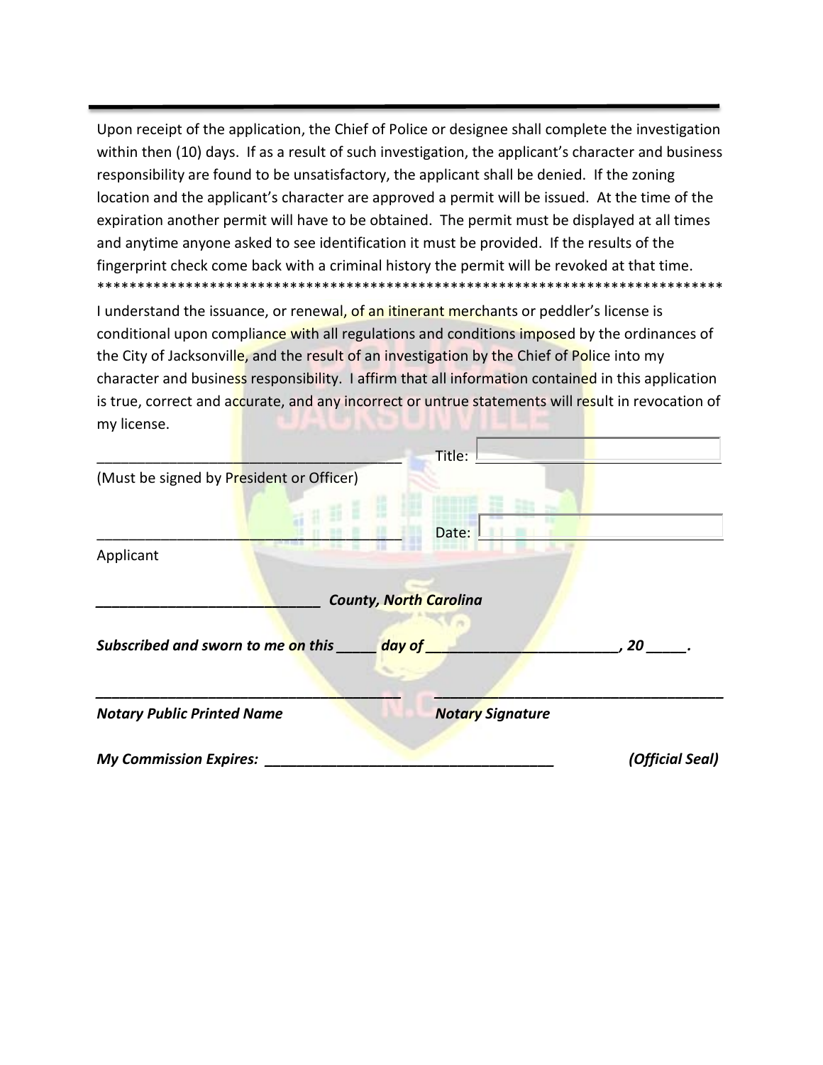---

Upon receipt of the application, the Chief of Police or designee shall complete the investigation within then (10) days. If as a result of such investigation, the applicant's character and business responsibility are found to be unsatisfactory, the applicant shall be denied. If the zoning location and the applicant's character are approved a permit will be issued. At the time of the expiration another permit will have to be obtained. The permit must be displayed at all times and anytime anyone asked to see identification it must be provided. If the results of the fingerprint check come back with a criminal history the permit will be revoked at that time.

*******************************************************************************

I understand the issuance, or renewal, of an itinerant merchants or peddler's license is conditional upon compliance with all regulations and conditions imposed by the ordinances of the City of Jacksonville, and the result of an investigation by the Chief of Police into my character and business responsibility. I affirm that all information contained in this application is true, correct and accurate, and any incorrect or untrue statements will result in revocation of my license.

_____________________________________ Title: _____________________________

(Must be signed by President or Officer)

_____________________________________ Date: _____________________________

Applicant

***____________________________ County, North Carolina***

***Subscribed and sworn to me on this _____ day of _________________________, 20 _____.***

***_____________________________________ _____________________________________***

***Notary Public Printed Name Notary Signature***

***My Commission Expires: _____________________________________ (Official Seal)***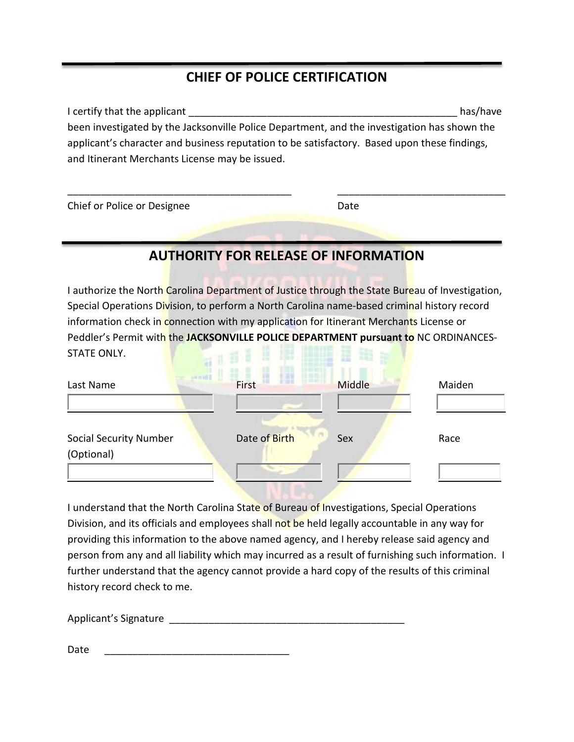## CHIEF OF POLICE CERTIFICATION

I certify that the applicant _________________________________________________ has/have been investigated by the Jacksonville Police Department, and the investigation has shown the applicant's character and business reputation to be satisfactory. Based upon these findings, and Itinerant Merchants License may be issued.

_________________________________________ &nbsp;&nbsp;&nbsp;&nbsp;&nbsp;&nbsp; ______________________________

Chief or Police or Designee &nbsp;&nbsp;&nbsp;&nbsp;&nbsp;&nbsp;&nbsp;&nbsp;&nbsp;&nbsp;&nbsp;&nbsp;&nbsp;&nbsp;&nbsp;&nbsp;&nbsp;&nbsp;&nbsp;&nbsp;&nbsp;&nbsp;&nbsp;&nbsp;&nbsp;&nbsp;&nbsp;&nbsp;&nbsp;&nbsp;&nbsp;&nbsp;&nbsp;&nbsp;&nbsp;&nbsp;&nbsp;&nbsp;&nbsp;&nbsp; Date

## AUTHORITY FOR RELEASE OF INFORMATION

I authorize the North Carolina Department of Justice through the State Bureau of Investigation, Special Operations Division, to perform a North Carolina name-based criminal history record information check in connection with my application for Itinerant Merchants License or Peddler's Permit with the **JACKSONVILLE POLICE DEPARTMENT pursuant to** NC ORDINANCES-STATE ONLY.

| Last Name | First | Middle | Maiden |
|---|---|---|---|
| | | | |

| Social Security Number (Optional) | Date of Birth | Sex | Race |
|---|---|---|---|
| | | | |

I understand that the North Carolina State of Bureau of Investigations, Special Operations Division, and its officials and employees shall not be held legally accountable in any way for providing this information to the above named agency, and I hereby release said agency and person from any and all liability which may incurred as a result of furnishing such information. I further understand that the agency cannot provide a hard copy of the results of this criminal history record check to me.

Applicant's Signature ___________________________________________

Date ________________________________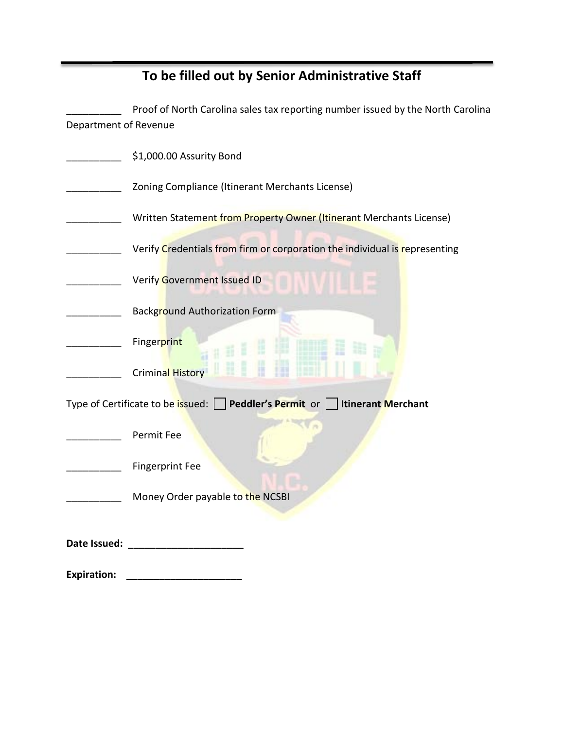## To be filled out by Senior Administrative Staff

__________ Proof of North Carolina sales tax reporting number issued by the North Carolina Department of Revenue

__________ $1,000.00 Assurity Bond

__________ Zoning Compliance (Itinerant Merchants License)

__________ Written Statement from Property Owner (Itinerant Merchants License)

__________ Verify Credentials from firm or corporation the individual is representing

__________ Verify Government Issued ID

__________ Background Authorization Form

__________ Fingerprint

__________ Criminal History

Type of Certificate to be issued: ☐ **Peddler's Permit** or ☐ **Itinerant Merchant**

__________ Permit Fee

__________ Fingerprint Fee

__________ Money Order payable to the NCSBI

**Date Issued: ____________________**

**Expiration: ____________________**